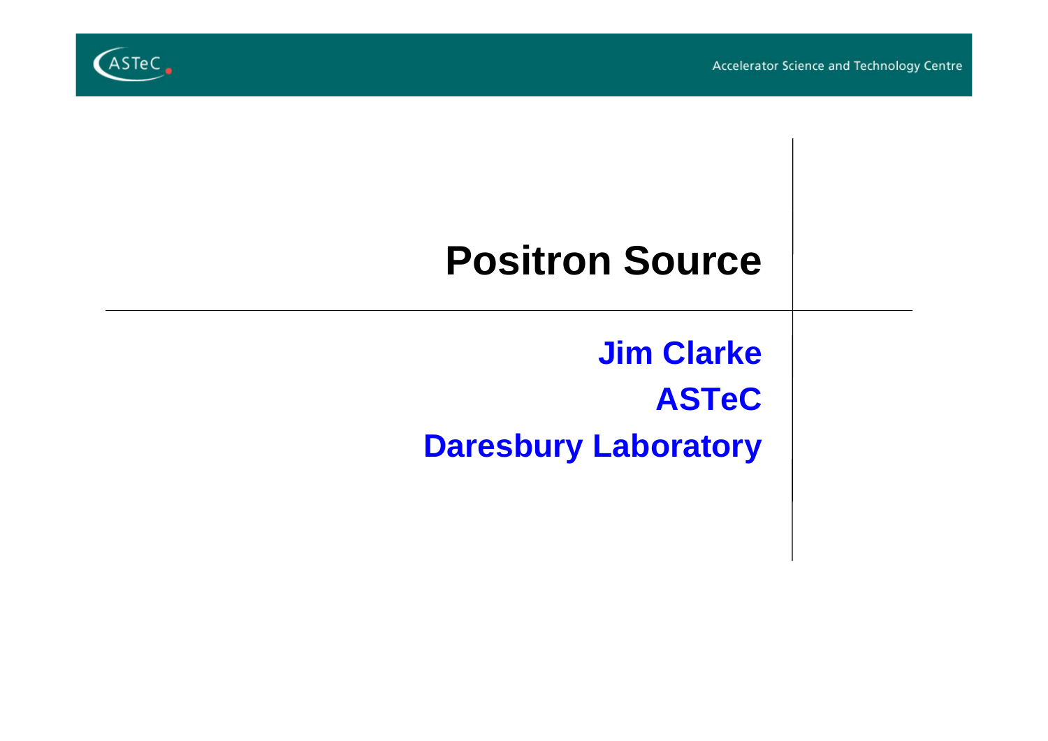# Positron Source

**Jim Clarke**

**ASTeC**

**Daresbury Laboratory**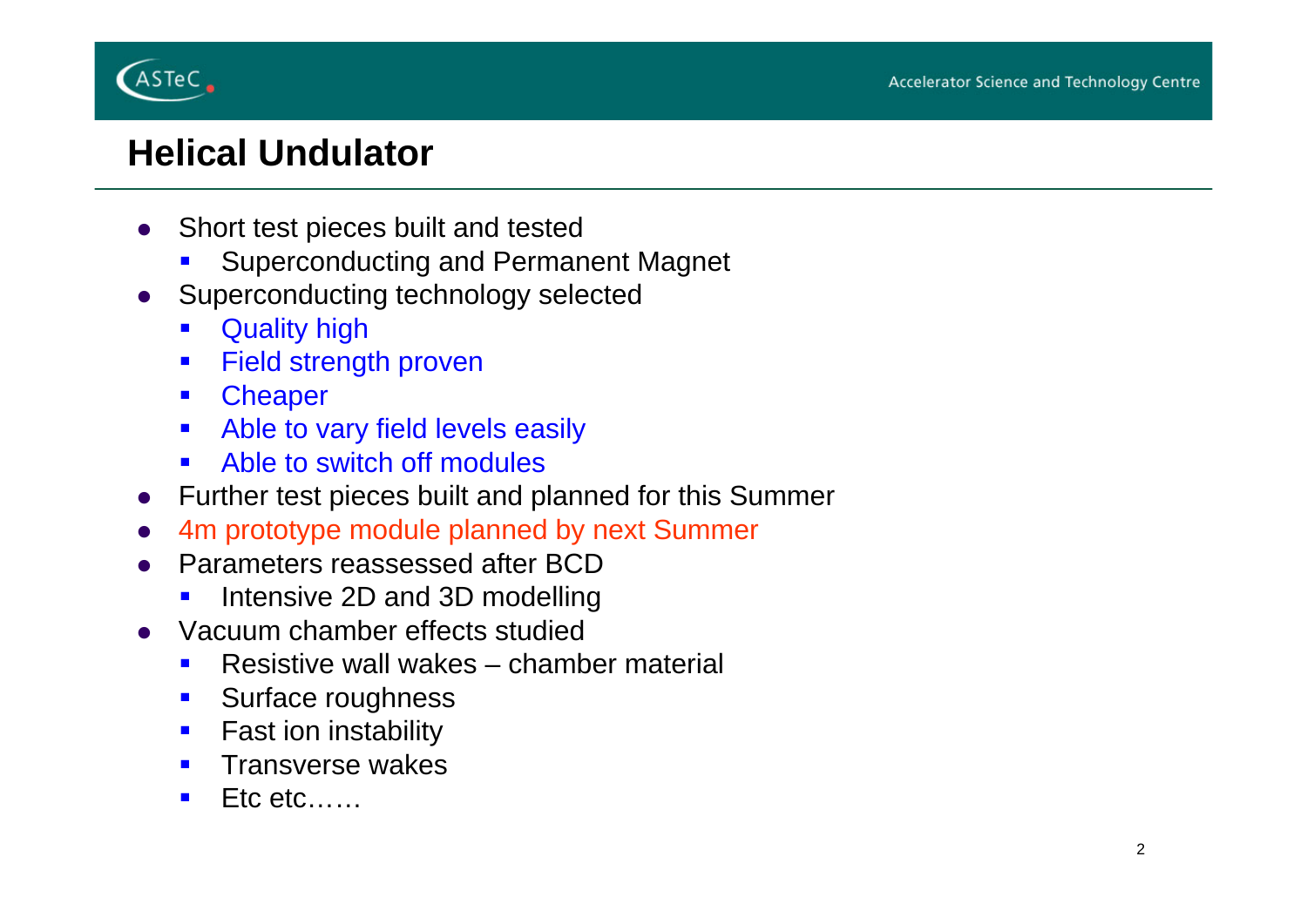# Helical Undulator

- Short test pieces built and tested
  - Superconducting and Permanent Magnet
- Superconducting technology selected
  - Quality high
  - Field strength proven
  - Cheaper
  - Able to vary field levels easily
  - Able to switch off modules
- Further test pieces built and planned for this Summer
- 4m prototype module planned by next Summer
- Parameters reassessed after BCD
  - Intensive 2D and 3D modelling
- Vacuum chamber effects studied
  - Resistive wall wakes – chamber material
  - Surface roughness
  - Fast ion instability
  - Transverse wakes
  - Etc etc……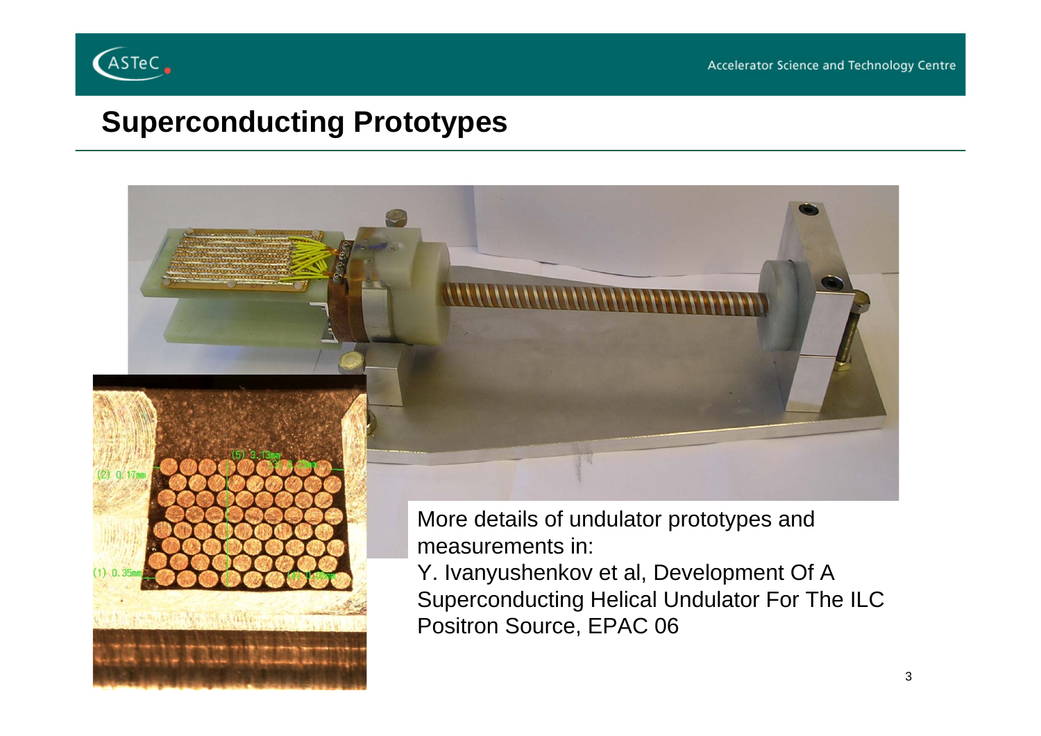## Superconducting Prototypes

More details of undulator prototypes and measurements in:

Y. Ivanyushenkov et al, Development Of A Superconducting Helical Undulator For The ILC Positron Source, EPAC 06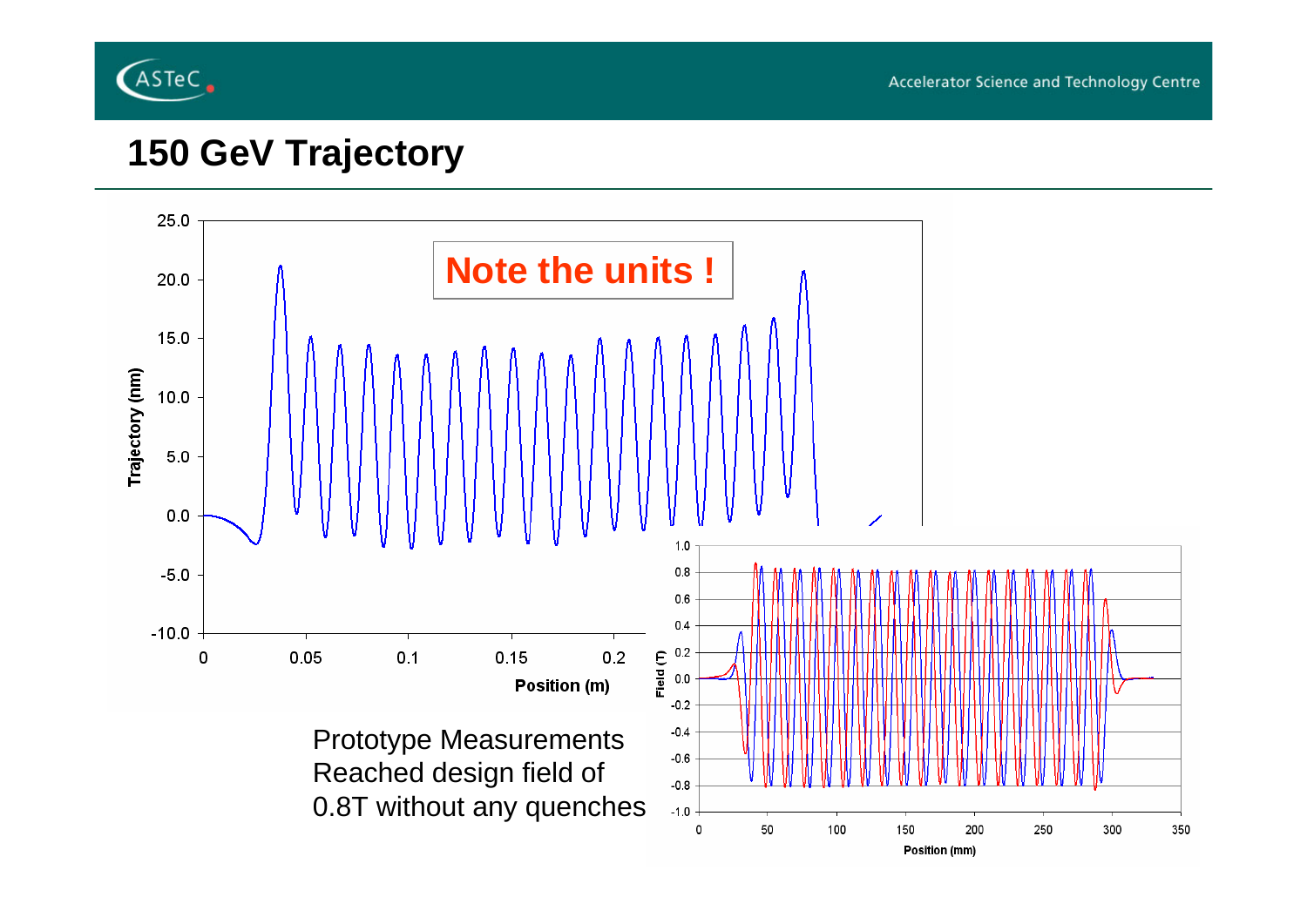# 150 GeV Trajectory

Note the units !

Prototype Measurements
Reached design field of
0.8T without any quenches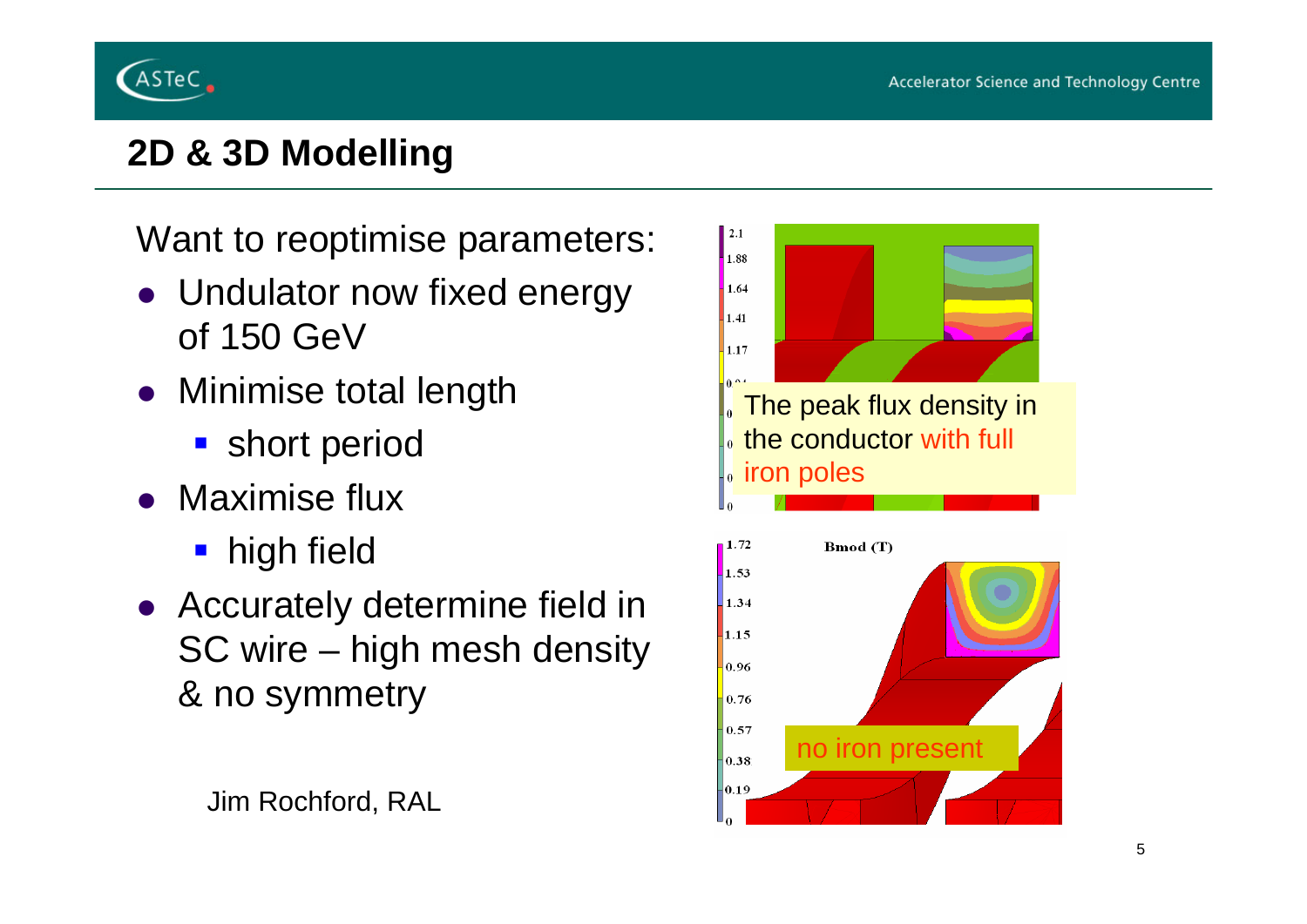## 2D & 3D Modelling

Want to reoptimise parameters:

- Undulator now fixed energy of 150 GeV
- Minimise total length
  - short period
- Maximise flux
  - high field
- Accurately determine field in SC wire – high mesh density & no symmetry

Jim Rochford, RAL

The peak flux density in the conductor with full iron poles

no iron present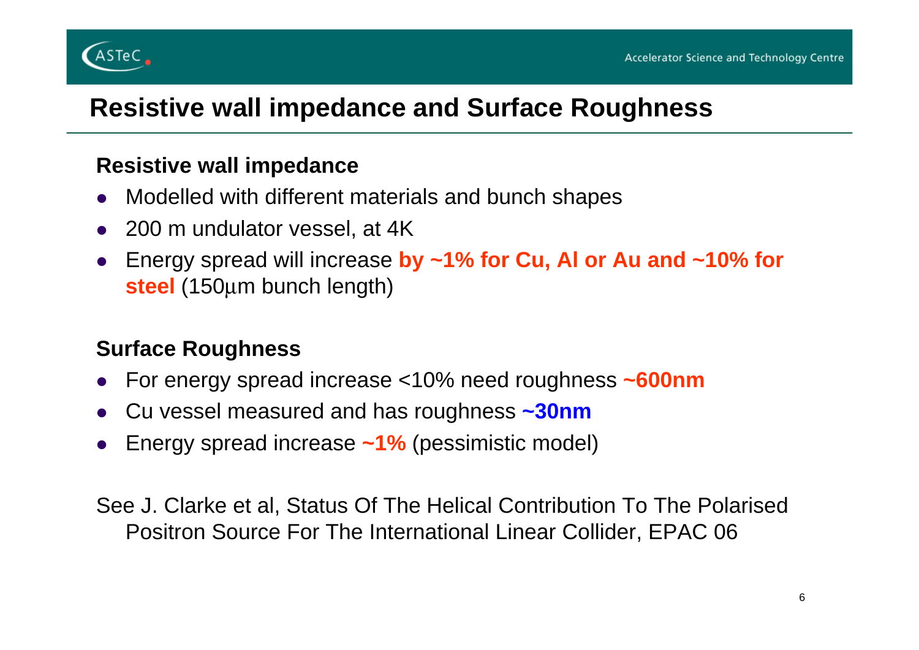# Resistive wall impedance and Surface Roughness

## Resistive wall impedance

- Modelled with different materials and bunch shapes
- 200 m undulator vessel, at 4K
- Energy spread will increase **by ~1% for Cu, Al or Au and ~10% for steel** (150μm bunch length)

## Surface Roughness

- For energy spread increase <10% need roughness **~600nm**
- Cu vessel measured and has roughness **~30nm**
- Energy spread increase **~1%** (pessimistic model)

See J. Clarke et al, Status Of The Helical Contribution To The Polarised Positron Source For The International Linear Collider, EPAC 06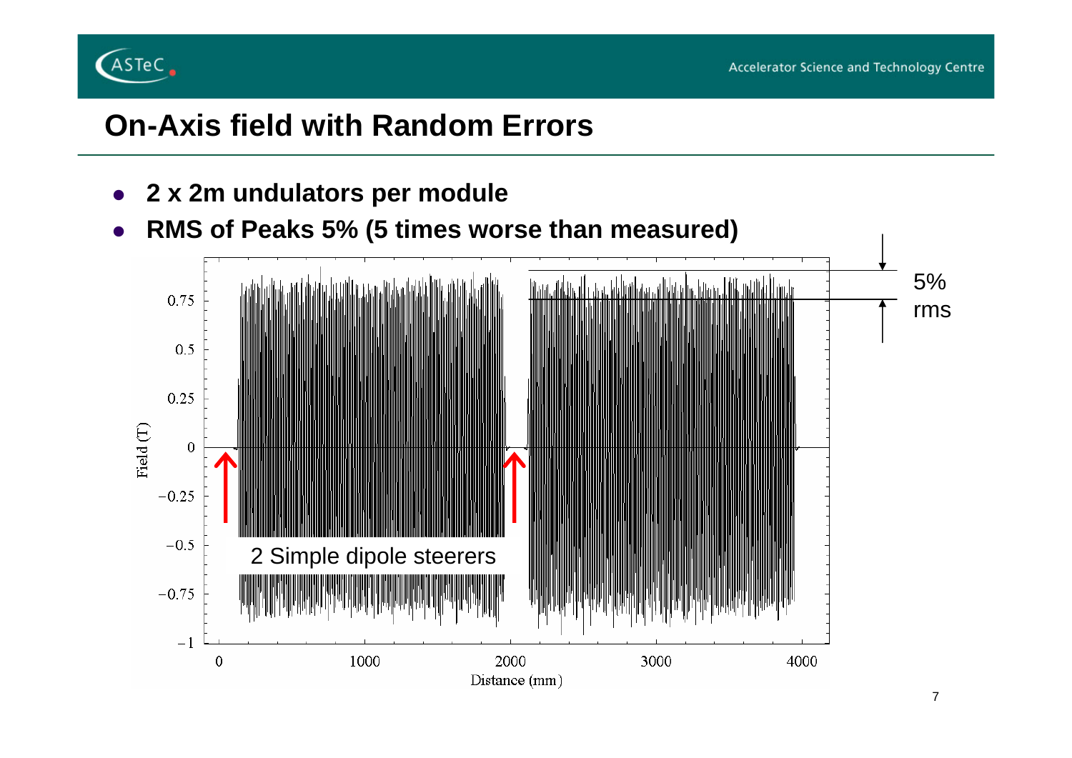## On-Axis field with Random Errors

- **2 x 2m undulators per module**
- **RMS of Peaks 5% (5 times worse than measured)**

5% rms

2 Simple dipole steerers

Field (T)

Distance (mm)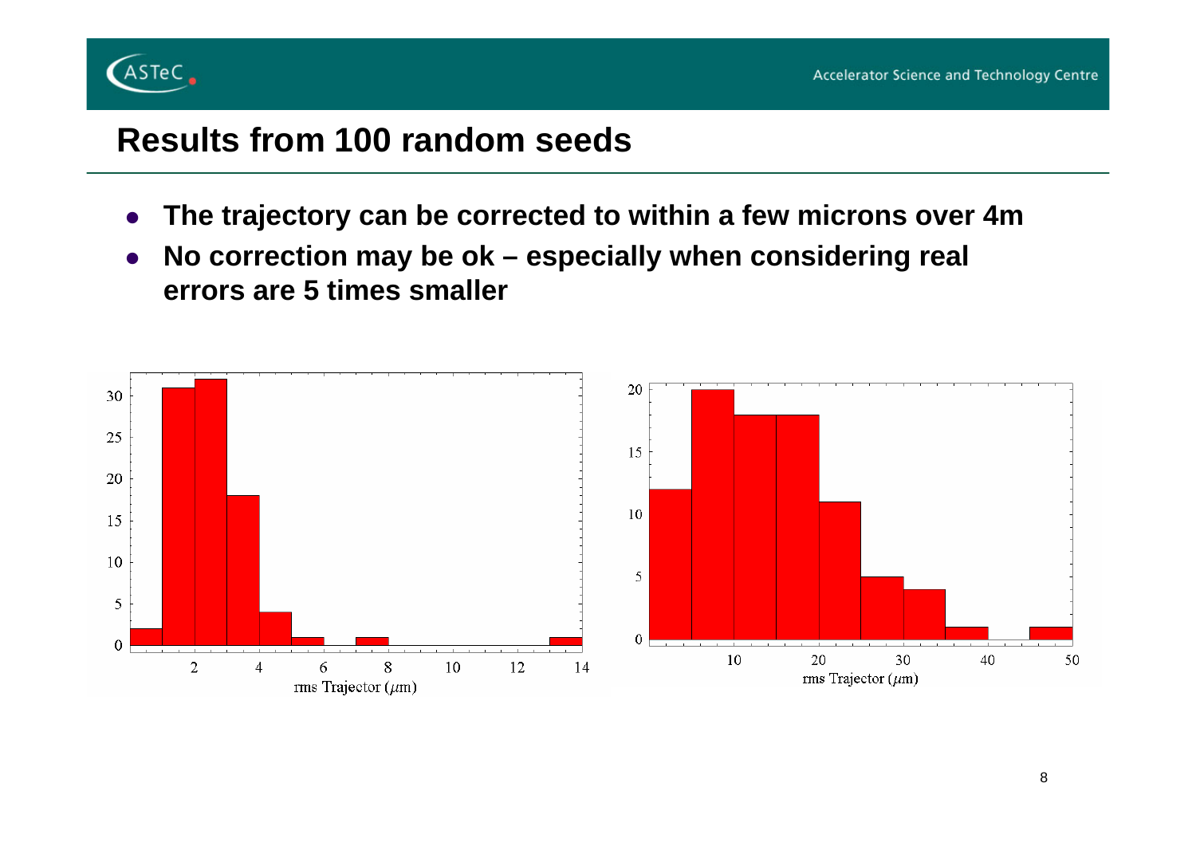# Results from 100 random seeds

- **The trajectory can be corrected to within a few microns over 4m**
- **No correction may be ok – especially when considering real errors are 5 times smaller**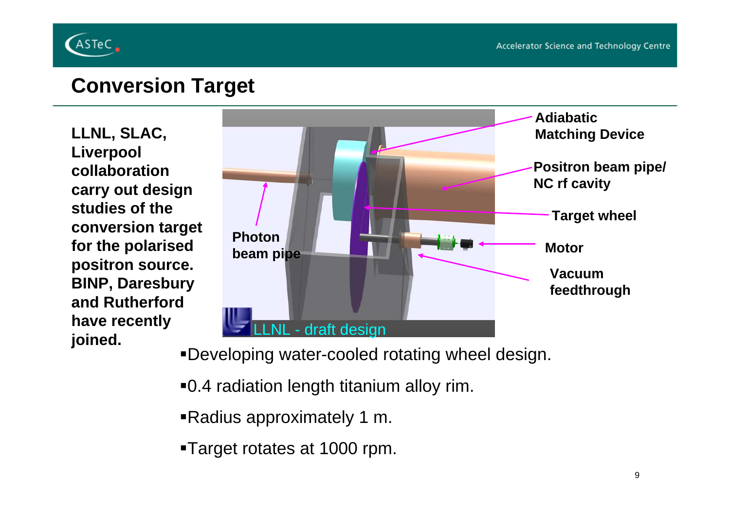# Conversion Target

**LLNL, SLAC, Liverpool collaboration carry out design studies of the conversion target for the polarised positron source. BINP, Daresbury and Rutherford have recently joined.**

**Adiabatic Matching Device**

**Positron beam pipe/ NC rf cavity**

**Target wheel**

**Motor**

**Vacuum feedthrough**

**Photon beam pipe**

LLNL - draft design

- Developing water-cooled rotating wheel design.
- 0.4 radiation length titanium alloy rim.
- Radius approximately 1 m.
- Target rotates at 1000 rpm.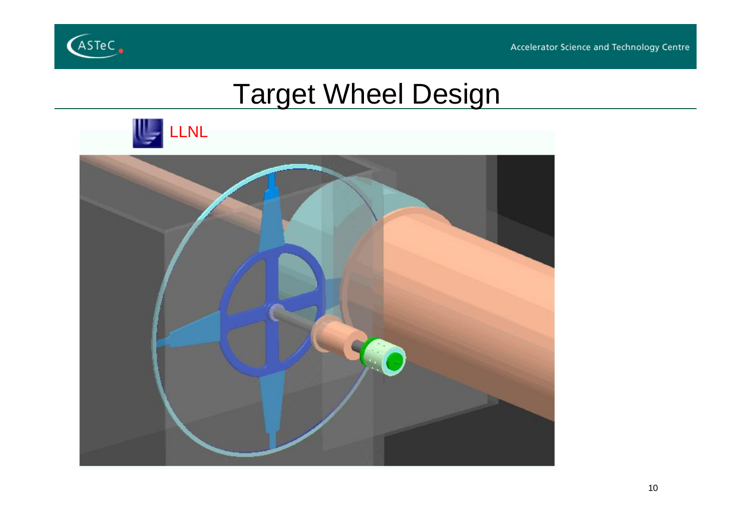# Target Wheel Design

LLNL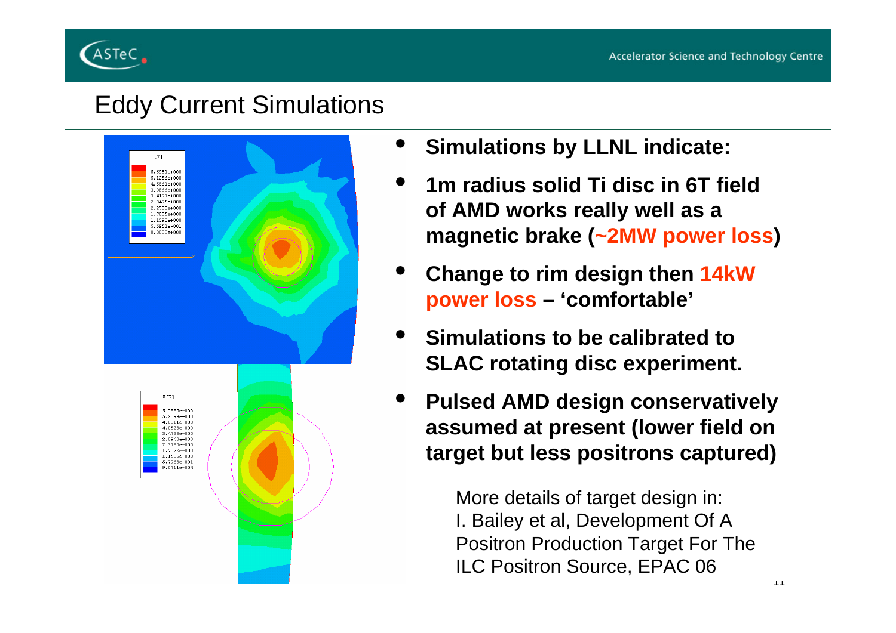# Eddy Current Simulations

- **Simulations by LLNL indicate:**
- **1m radius solid Ti disc in 6T field of AMD works really well as a magnetic brake (~2MW power loss)**
- **Change to rim design then 14kW power loss – 'comfortable'**
- **Simulations to be calibrated to SLAC rotating disc experiment.**
- **Pulsed AMD design conservatively assumed at present (lower field on target but less positrons captured)**

More details of target design in:
I. Bailey et al, Development Of A Positron Production Target For The ILC Positron Source, EPAC 06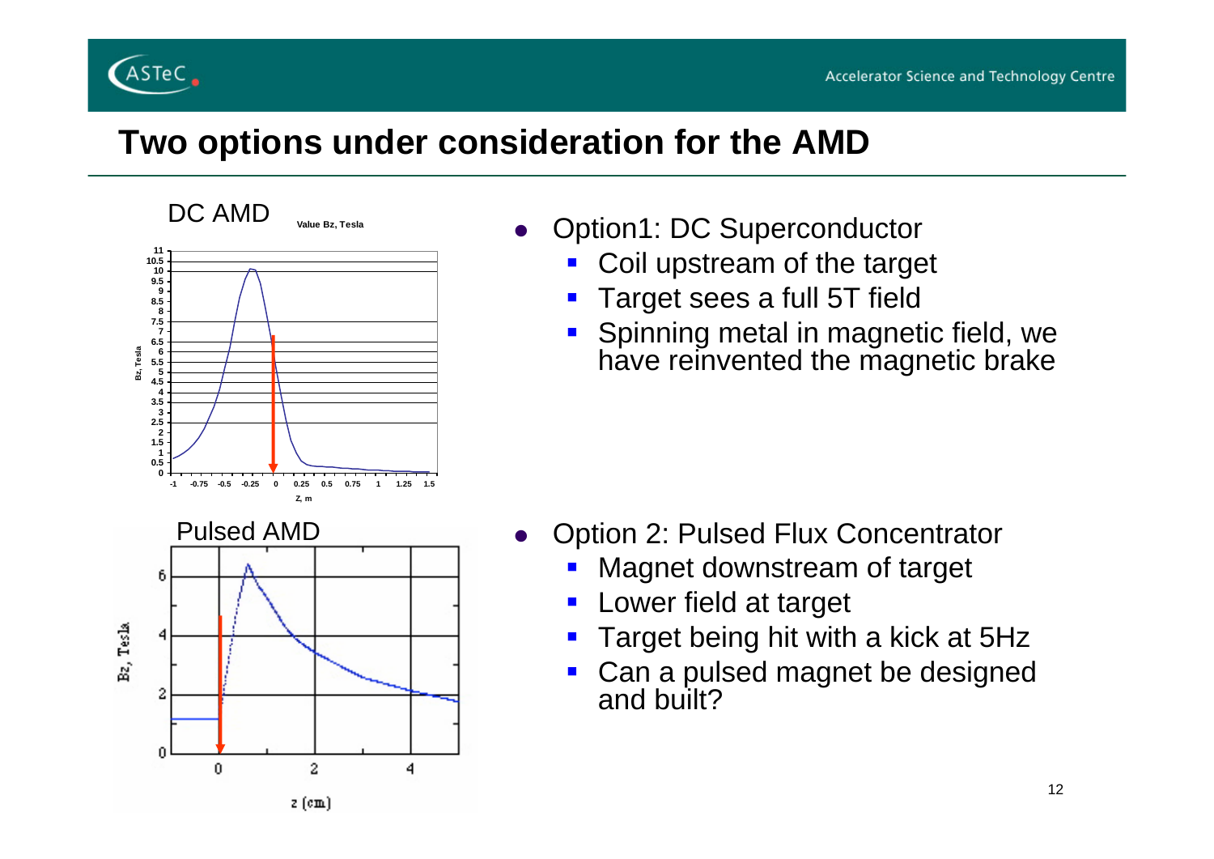# Two options under consideration for the AMD

DC AMD

Pulsed AMD

- Option1: DC Superconductor
  - Coil upstream of the target
  - Target sees a full 5T field
  - Spinning metal in magnetic field, we have reinvented the magnetic brake

- Option 2: Pulsed Flux Concentrator
  - Magnet downstream of target
  - Lower field at target
  - Target being hit with a kick at 5Hz
  - Can a pulsed magnet be designed and built?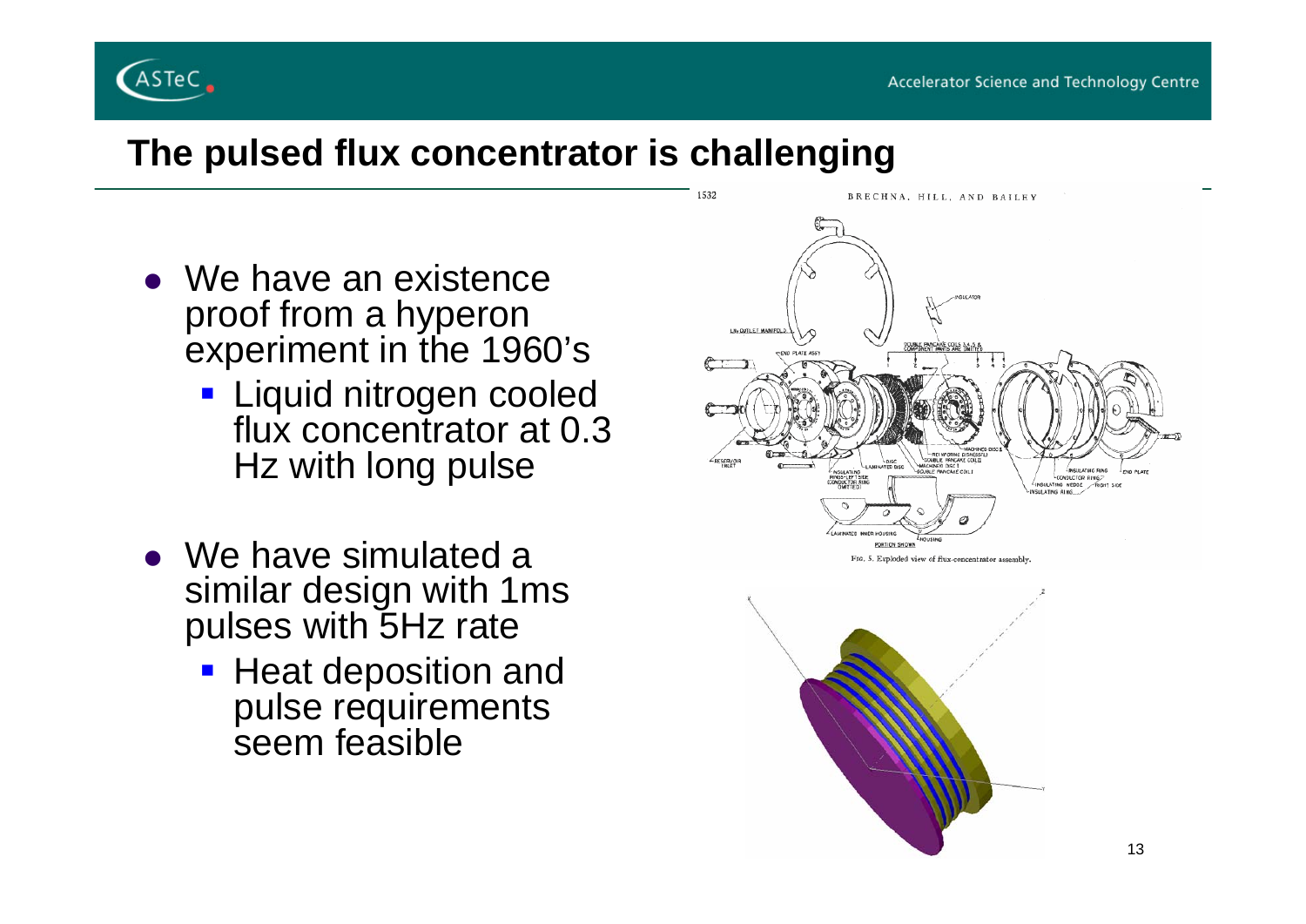## The pulsed flux concentrator is challenging

- We have an existence proof from a hyperon experiment in the 1960's
  - Liquid nitrogen cooled flux concentrator at 0.3 Hz with long pulse
- We have simulated a similar design with 1ms pulses with 5Hz rate
  - Heat deposition and pulse requirements seem feasible

FIG. 5. Exploded view of flux-concentrator assembly.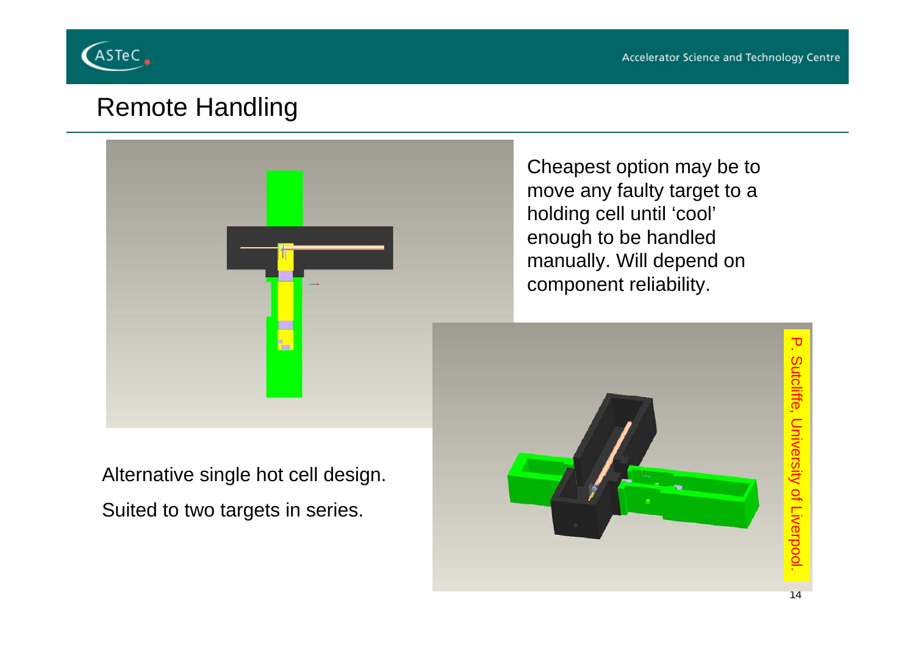## Remote Handling

Cheapest option may be to move any faulty target to a holding cell until 'cool' enough to be handled manually. Will depend on component reliability.

Alternative single hot cell design.

Suited to two targets in series.

P. Sutcliffe, University of Liverpool.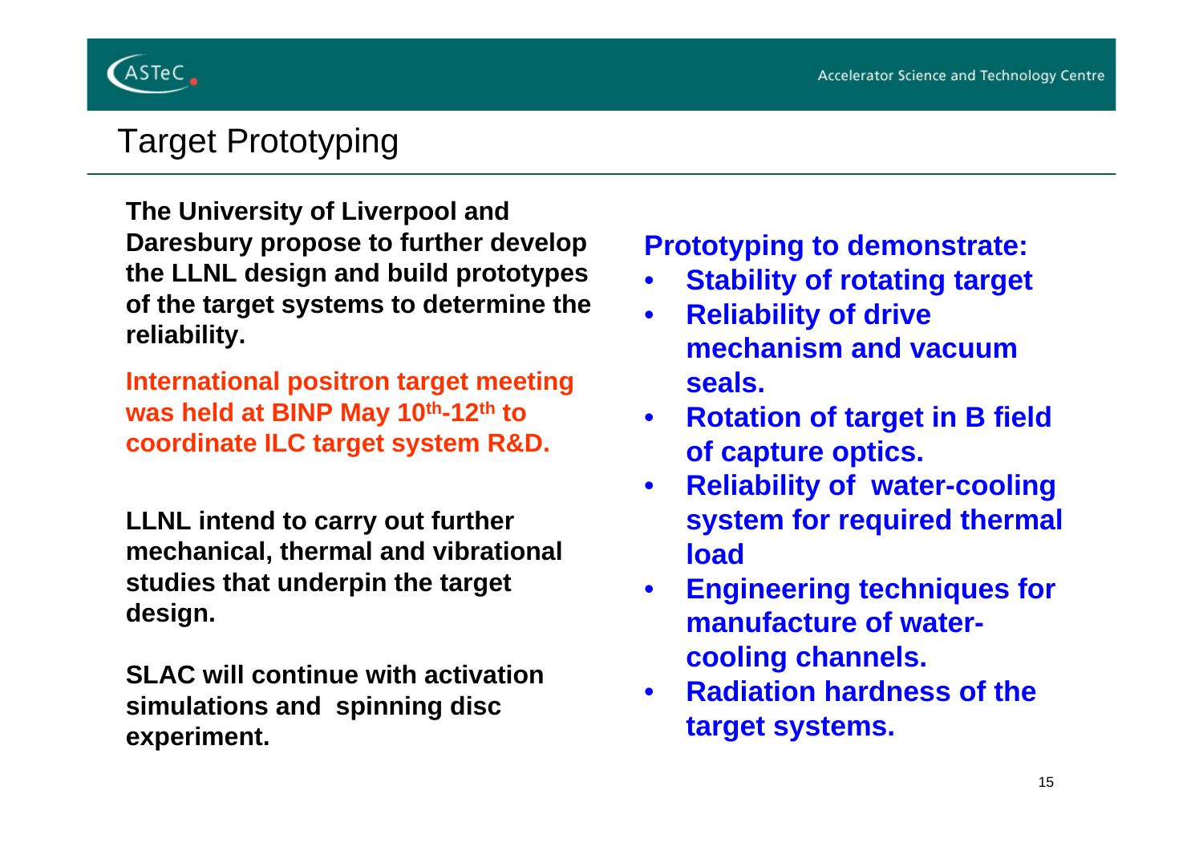# Target Prototyping

**The University of Liverpool and Daresbury propose to further develop the LLNL design and build prototypes of the target systems to determine the reliability.**

**International positron target meeting was held at BINP May 10$^{th}$-12$^{th}$ to coordinate ILC target system R&D.**

**LLNL intend to carry out further mechanical, thermal and vibrational studies that underpin the target design.**

**SLAC will continue with activation simulations and spinning disc experiment.**

**Prototyping to demonstrate:**

- **Stability of rotating target**
- **Reliability of drive mechanism and vacuum seals.**
- **Rotation of target in B field of capture optics.**
- **Reliability of water-cooling system for required thermal load**
- **Engineering techniques for manufacture of water-cooling channels.**
- **Radiation hardness of the target systems.**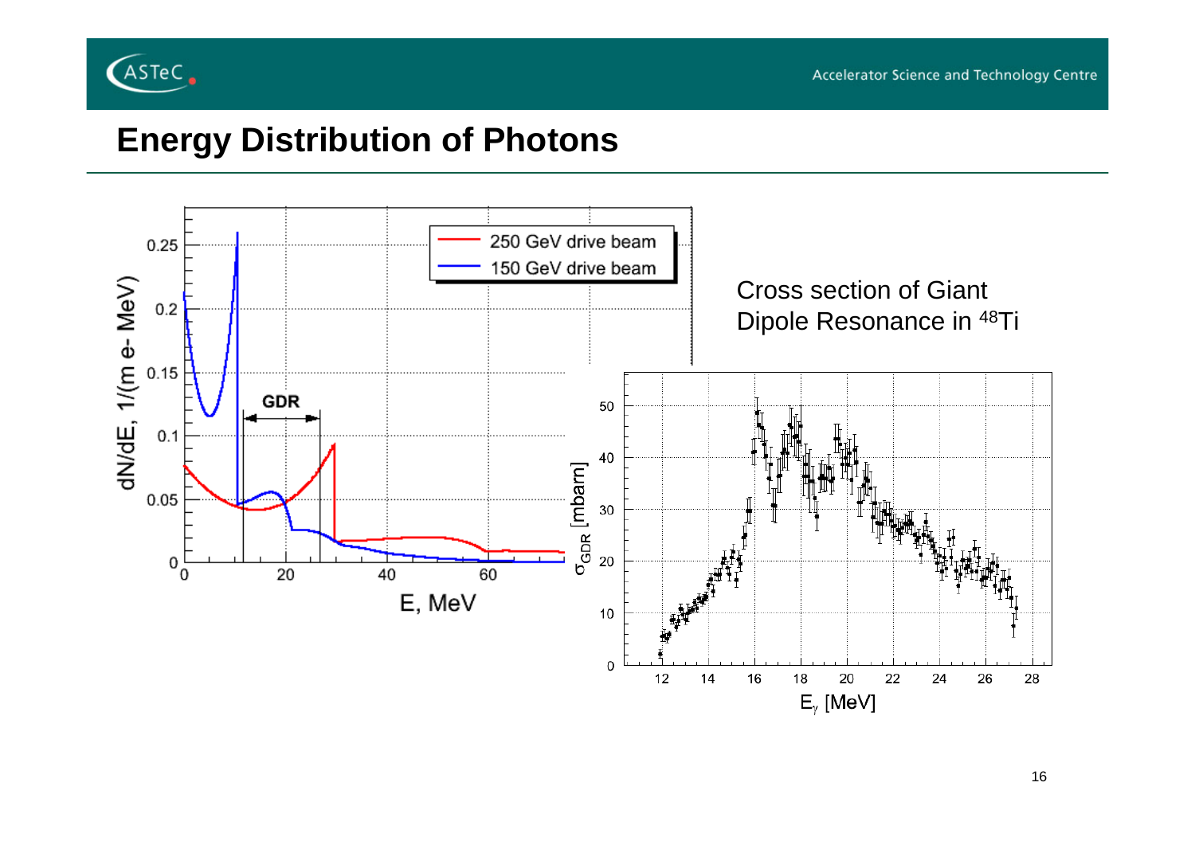## Energy Distribution of Photons

Cross section of Giant Dipole Resonance in $^{48}$Ti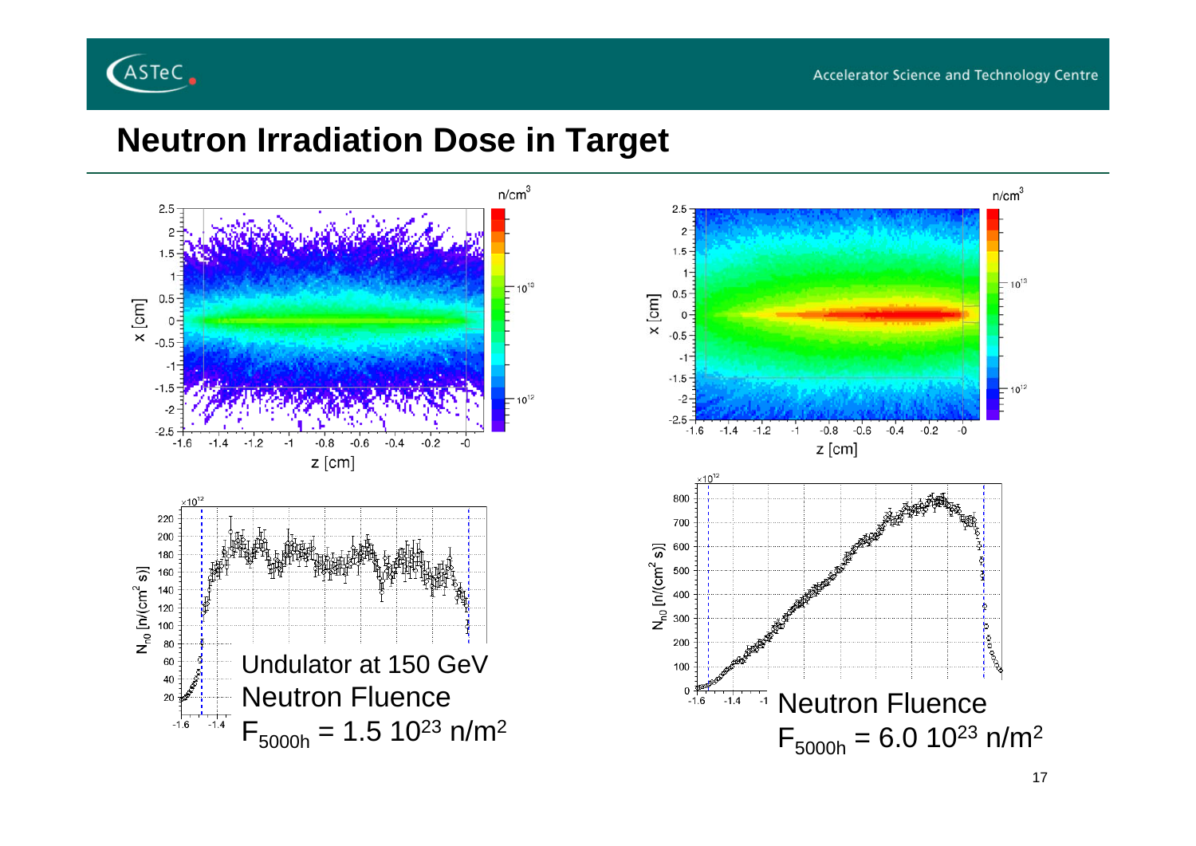## Neutron Irradiation Dose in Target

Undulator at 150 GeV

Neutron Fluence

$F_{5000h}$ = 1.5 $10^{23}$ n/m$^2$

Neutron Fluence

$F_{5000h}$ = 6.0 $10^{23}$ n/m$^2$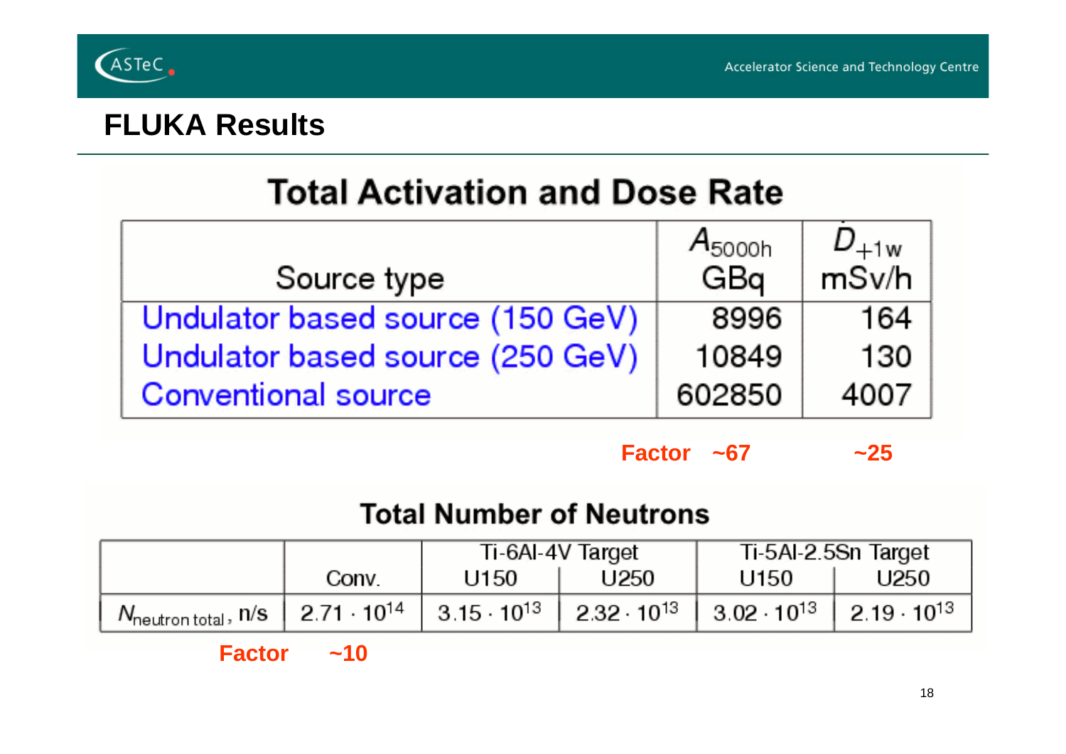# FLUKA Results

## Total Activation and Dose Rate

| Source type | $A_{5000h}$ GBq | $\dot{D}_{+1w}$ mSv/h |
|---|---|---|
| Undulator based source (150 GeV) | 8996 | 164 |
| Undulator based source (250 GeV) | 10849 | 130 |
| Conventional source | 602850 | 4007 |

**Factor ~67 ~25**

## Total Number of Neutrons

| | Conv. | Ti-6Al-4V Target | | Ti-5Al-2.5Sn Target | |
|---|---|---|---|---|---|
| | | U150 | U250 | U150 | U250 |
| $N_{\text{neutron total}}$, n/s | $2.71 \cdot 10^{14}$ | $3.15 \cdot 10^{13}$ | $2.32 \cdot 10^{13}$ | $3.02 \cdot 10^{13}$ | $2.19 \cdot 10^{13}$ |

**Factor ~10**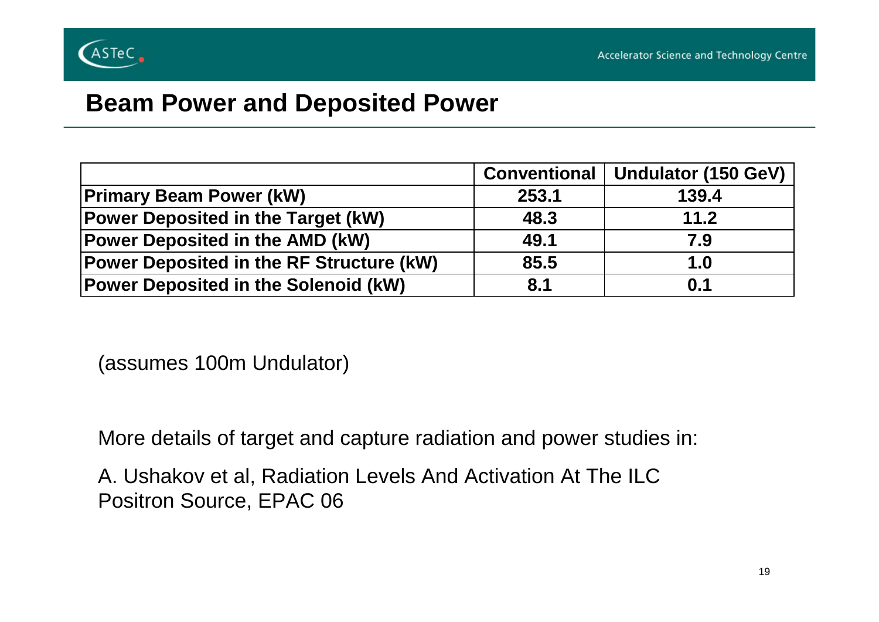# Beam Power and Deposited Power

| | Conventional | Undulator (150 GeV) |
|---|---|---|
| **Primary Beam Power (kW)** | **253.1** | **139.4** |
| **Power Deposited in the Target (kW)** | **48.3** | **11.2** |
| **Power Deposited in the AMD (kW)** | **49.1** | **7.9** |
| **Power Deposited in the RF Structure (kW)** | **85.5** | **1.0** |
| **Power Deposited in the Solenoid (kW)** | **8.1** | **0.1** |

(assumes 100m Undulator)

More details of target and capture radiation and power studies in:

A. Ushakov et al, Radiation Levels And Activation At The ILC Positron Source, EPAC 06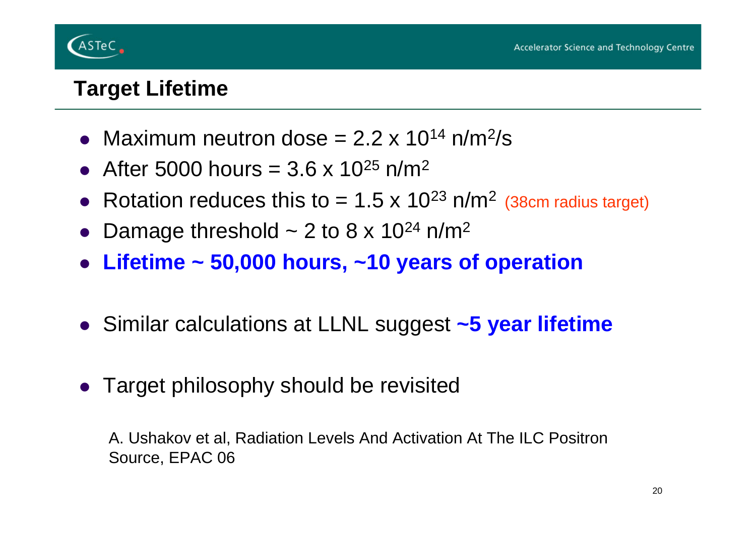## Target Lifetime

- Maximum neutron dose = $2.2 \times 10^{14}$ n/m$^2$/s
- After 5000 hours = $3.6 \times 10^{25}$ n/m$^2$
- Rotation reduces this to = $1.5 \times 10^{23}$ n/m$^2$ (38cm radius target)
- Damage threshold ~ 2 to $8 \times 10^{24}$ n/m$^2$
- **Lifetime ~ 50,000 hours, ~10 years of operation**

- Similar calculations at LLNL suggest **~5 year lifetime**

- Target philosophy should be revisited

A. Ushakov et al, Radiation Levels And Activation At The ILC Positron Source, EPAC 06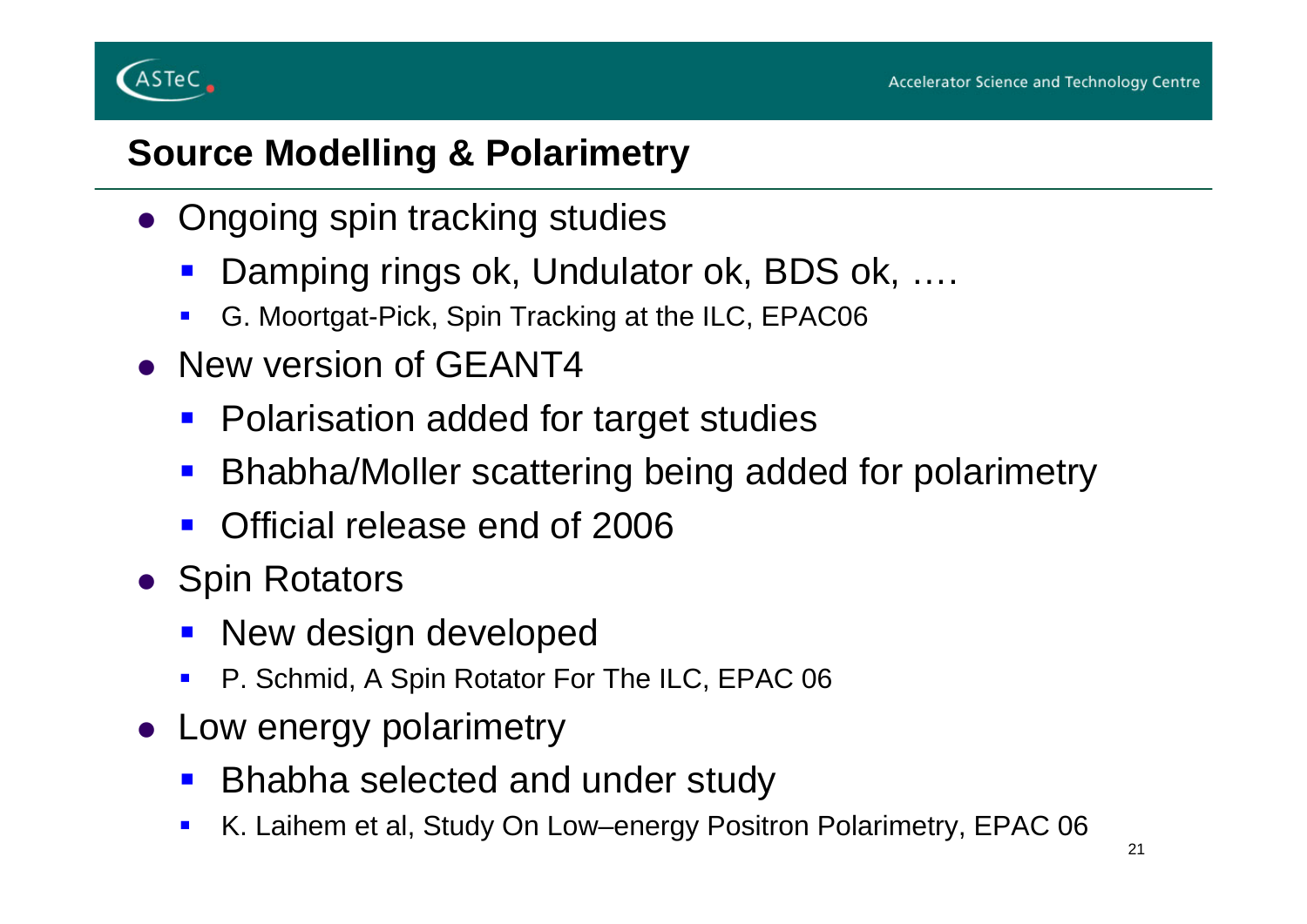## Source Modelling & Polarimetry

- Ongoing spin tracking studies
  - Damping rings ok, Undulator ok, BDS ok, ….
  - G. Moortgat-Pick, Spin Tracking at the ILC, EPAC06
- New version of GEANT4
  - Polarisation added for target studies
  - Bhabha/Moller scattering being added for polarimetry
  - Official release end of 2006
- Spin Rotators
  - New design developed
  - P. Schmid, A Spin Rotator For The ILC, EPAC 06
- Low energy polarimetry
  - Bhabha selected and under study
  - K. Laihem et al, Study On Low–energy Positron Polarimetry, EPAC 06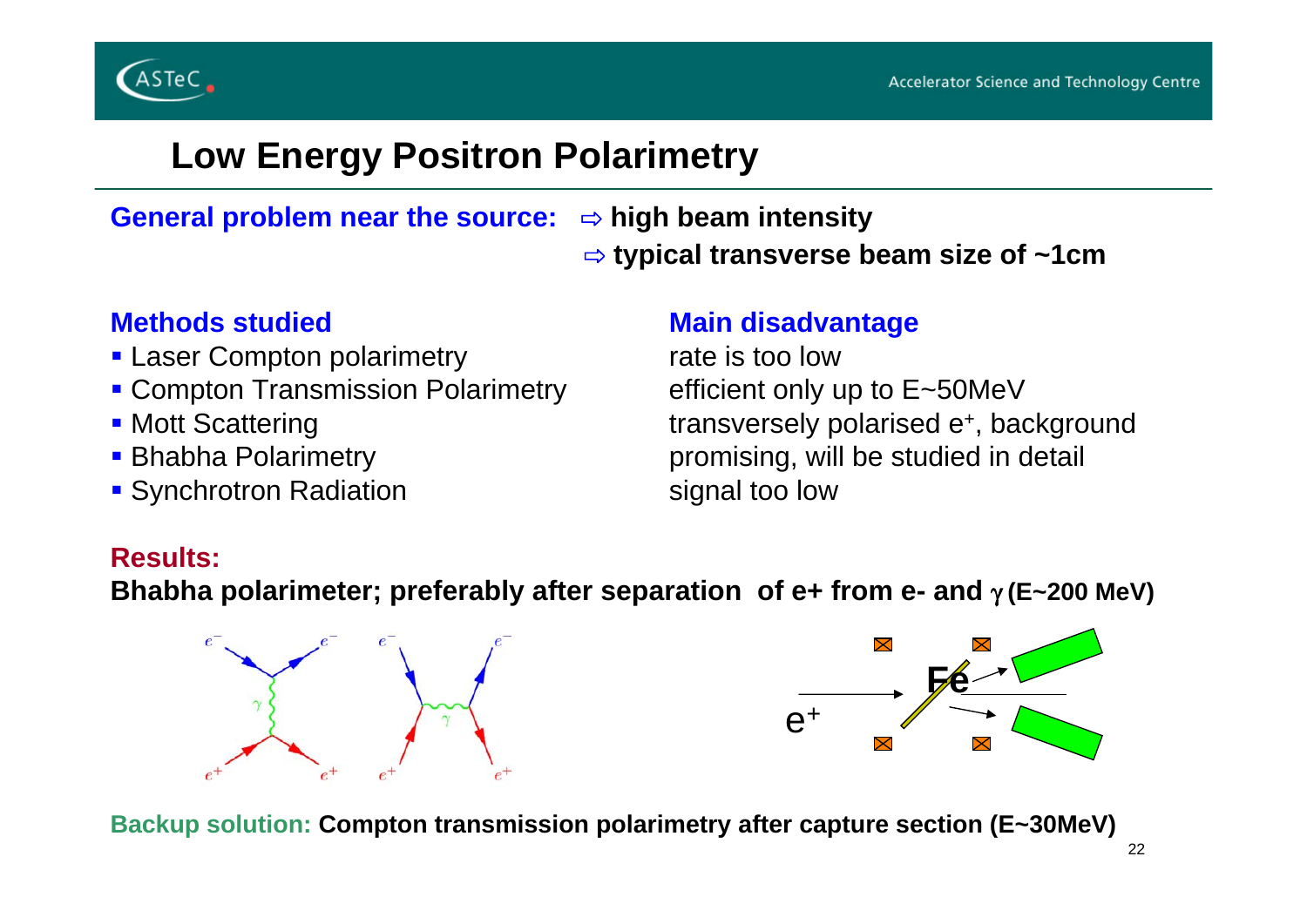# Low Energy Positron Polarimetry

**General problem near the source:** ⇨ **high beam intensity**
⇨ **typical transverse beam size of ~1cm**

| Methods studied | Main disadvantage |
| --- | --- |
| Laser Compton polarimetry | rate is too low |
| Compton Transmission Polarimetry | efficient only up to E~50MeV |
| Mott Scattering | transversely polarised $e^+$, background |
| Bhabha Polarimetry | promising, will be studied in detail |
| Synchrotron Radiation | signal too low |

**Results:**
**Bhabha polarimeter; preferably after separation of e+ from e- and $\gamma$ (E~200 MeV)**

**Backup solution:** **Compton transmission polarimetry after capture section (E~30MeV)**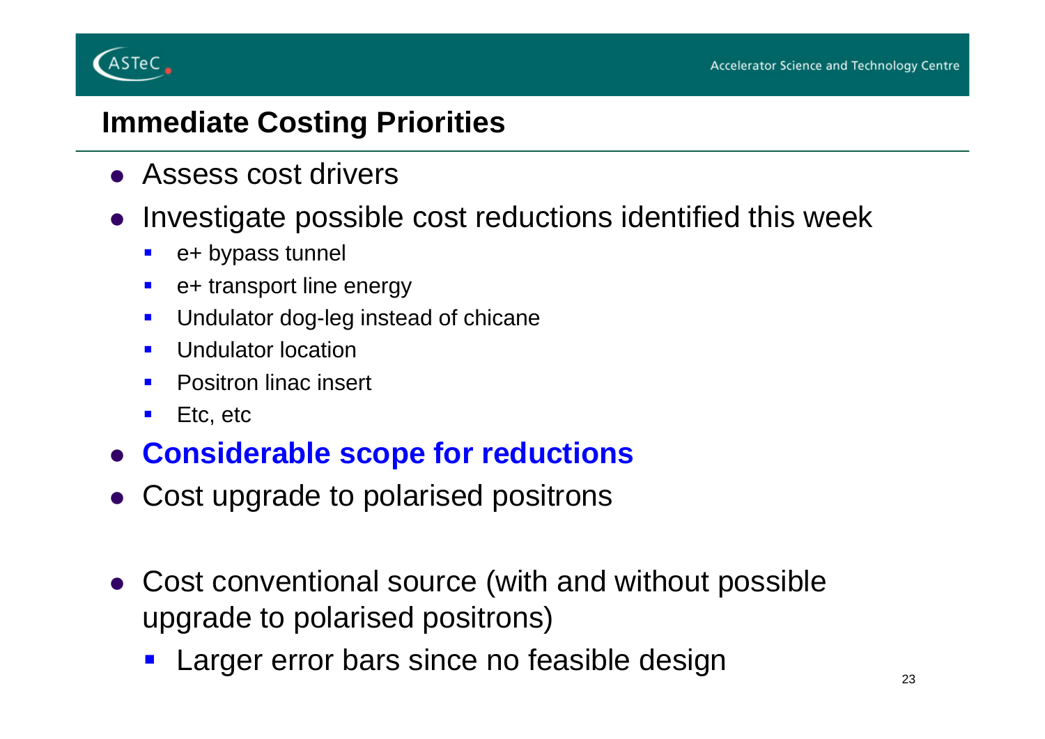## Immediate Costing Priorities

- Assess cost drivers
- Investigate possible cost reductions identified this week
  - e+ bypass tunnel
  - e+ transport line energy
  - Undulator dog-leg instead of chicane
  - Undulator location
  - Positron linac insert
  - Etc, etc
- **Considerable scope for reductions**
- Cost upgrade to polarised positrons
- Cost conventional source (with and without possible upgrade to polarised positrons)
  - Larger error bars since no feasible design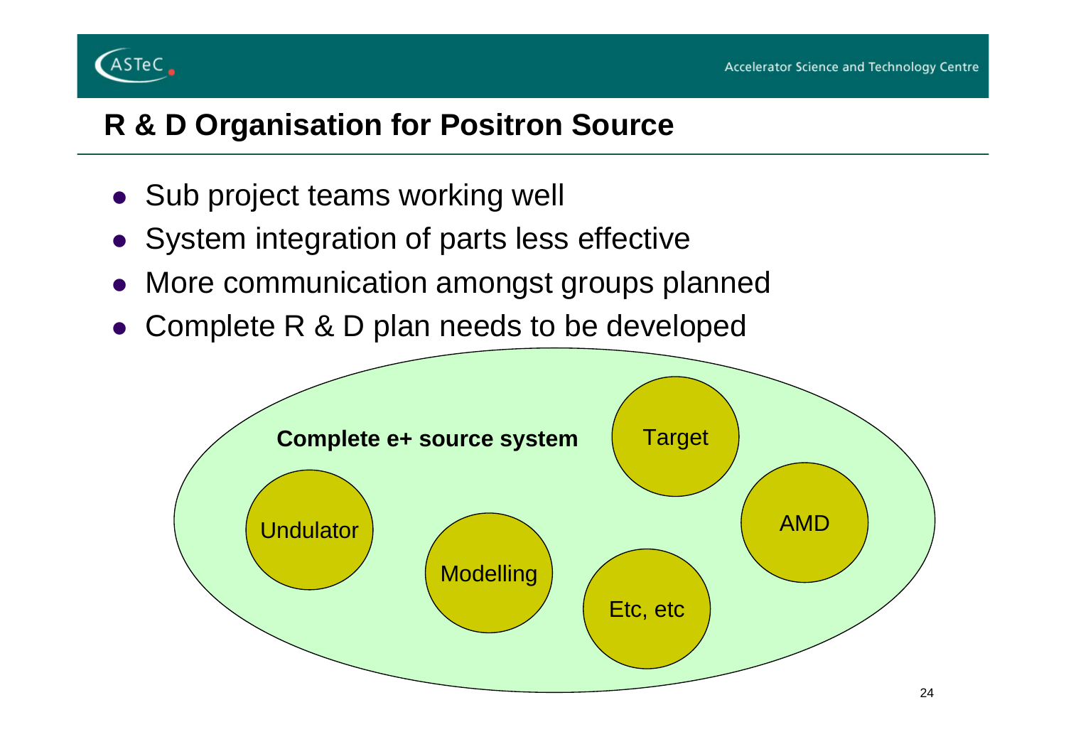## R & D Organisation for Positron Source

- Sub project teams working well
- System integration of parts less effective
- More communication amongst groups planned
- Complete R & D plan needs to be developed

**Complete e+ source system**

Target

Undulator

AMD

Modelling

Etc, etc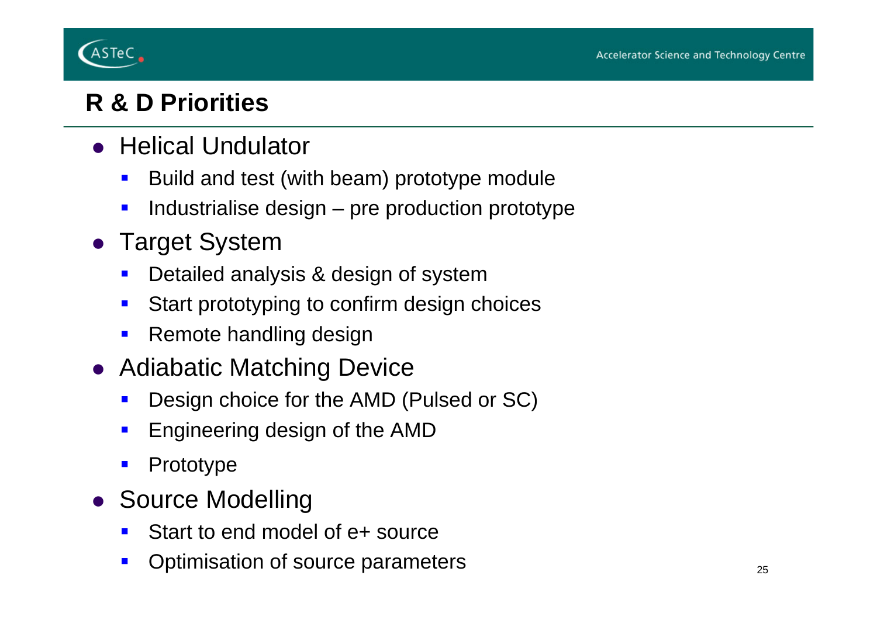## R & D Priorities

- Helical Undulator
  - Build and test (with beam) prototype module
  - Industrialise design – pre production prototype
- Target System
  - Detailed analysis & design of system
  - Start prototyping to confirm design choices
  - Remote handling design
- Adiabatic Matching Device
  - Design choice for the AMD (Pulsed or SC)
  - Engineering design of the AMD
  - Prototype
- Source Modelling
  - Start to end model of e+ source
  - Optimisation of source parameters